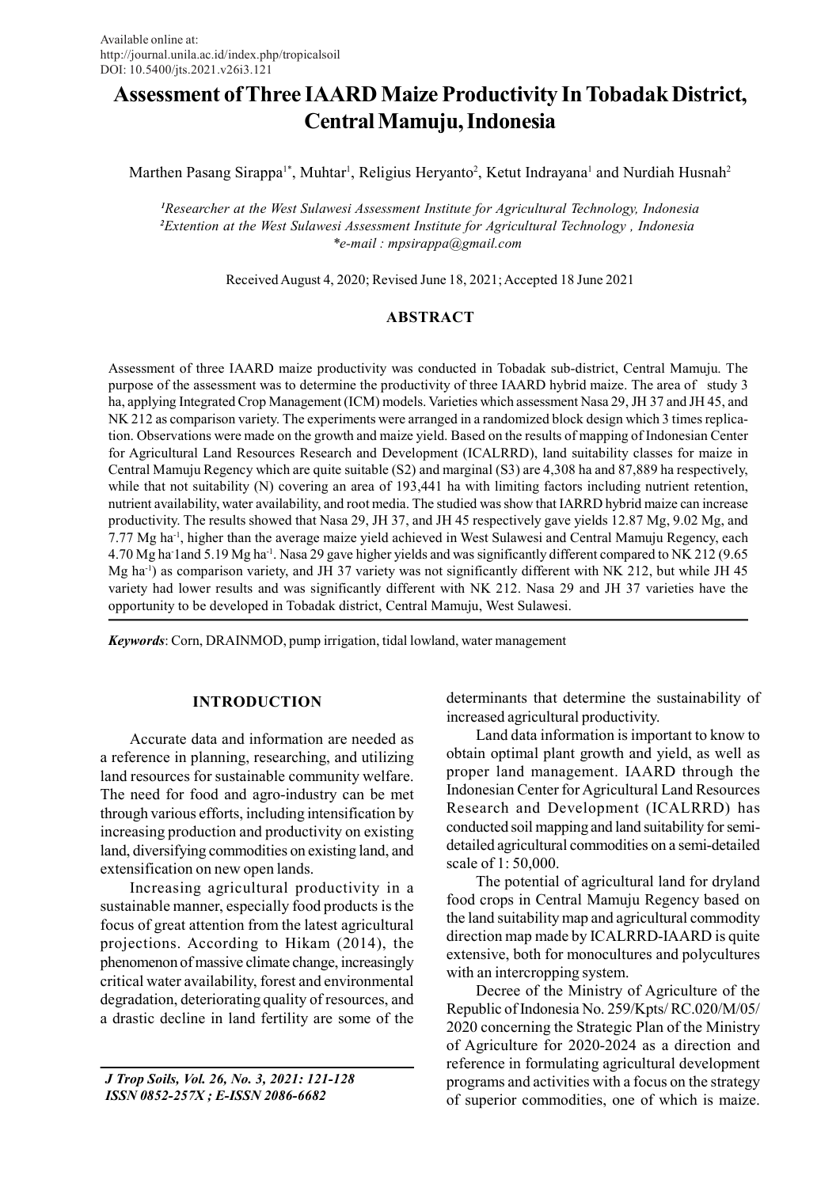Available online at:
http://journal.unila.ac.id/index.php/tropicalsoil
DOI: 10.5400/jts.2021.v26i3.121

# Assessment of Three IAARD Maize Productivity In Tobadak District, Central Mamuju, Indonesia

Marthen Pasang Sirappa[1*], Muhtar[1], Religius Heryanto[2], Ketut Indrayana[1] and Nurdiah Husnah[2]

[1]*Researcher at the West Sulawesi Assessment Institute for Agricultural Technology, Indonesia*
[2]*Extention at the West Sulawesi Assessment Institute for Agricultural Technology , Indonesia*
**e-mail : mpsirappa@gmail.com*

Received August 4, 2020; Revised June 18, 2021; Accepted 18 June 2021

## ABSTRACT

Assessment of three IAARD maize productivity was conducted in Tobadak sub-district, Central Mamuju. The purpose of the assessment was to determine the productivity of three IAARD hybrid maize. The area of study 3 ha, applying Integrated Crop Management (ICM) models. Varieties which assessment Nasa 29, JH 37 and JH 45, and NK 212 as comparison variety. The experiments were arranged in a randomized block design which 3 times replication. Observations were made on the growth and maize yield. Based on the results of mapping of Indonesian Center for Agricultural Land Resources Research and Development (ICALRRD), land suitability classes for maize in Central Mamuju Regency which are quite suitable (S2) and marginal (S3) are 4,308 ha and 87,889 ha respectively, while that not suitability (N) covering an area of 193,441 ha with limiting factors including nutrient retention, nutrient availability, water availability, and root media. The studied was show that IARRD hybrid maize can increase productivity. The results showed that Nasa 29, JH 37, and JH 45 respectively gave yields 12.87 Mg, 9.02 Mg, and 7.77 Mg ha$^{-1}$, higher than the average maize yield achieved in West Sulawesi and Central Mamuju Regency, each 4.70 Mg ha$^{-1}$and 5.19 Mg ha$^{-1}$. Nasa 29 gave higher yields and was significantly different compared to NK 212 (9.65 Mg ha$^{-1}$) as comparison variety, and JH 37 variety was not significantly different with NK 212, but while JH 45 variety had lower results and was significantly different with NK 212. Nasa 29 and JH 37 varieties have the opportunity to be developed in Tobadak district, Central Mamuju, West Sulawesi.

***Keywords***: Corn, DRAINMOD, pump irrigation, tidal lowland, water management

## INTRODUCTION

Accurate data and information are needed as a reference in planning, researching, and utilizing land resources for sustainable community welfare. The need for food and agro-industry can be met through various efforts, including intensification by increasing production and productivity on existing land, diversifying commodities on existing land, and extensification on new open lands.

Increasing agricultural productivity in a sustainable manner, especially food products is the focus of great attention from the latest agricultural projections. According to Hikam (2014), the phenomenon of massive climate change, increasingly critical water availability, forest and environmental degradation, deteriorating quality of resources, and a drastic decline in land fertility are some of the determinants that determine the sustainability of increased agricultural productivity.

Land data information is important to know to obtain optimal plant growth and yield, as well as proper land management. IAARD through the Indonesian Center for Agricultural Land Resources Research and Development (ICALRRD) has conducted soil mapping and land suitability for semi-detailed agricultural commodities on a semi-detailed scale of 1: 50,000.

The potential of agricultural land for dryland food crops in Central Mamuju Regency based on the land suitability map and agricultural commodity direction map made by ICALRRD-IAARD is quite extensive, both for monocultures and polycultures with an intercropping system.

Decree of the Ministry of Agriculture of the Republic of Indonesia No. 259/Kpts/ RC.020/M/05/ 2020 concerning the Strategic Plan of the Ministry of Agriculture for 2020-2024 as a direction and reference in formulating agricultural development programs and activities with a focus on the strategy of superior commodities, one of which is maize.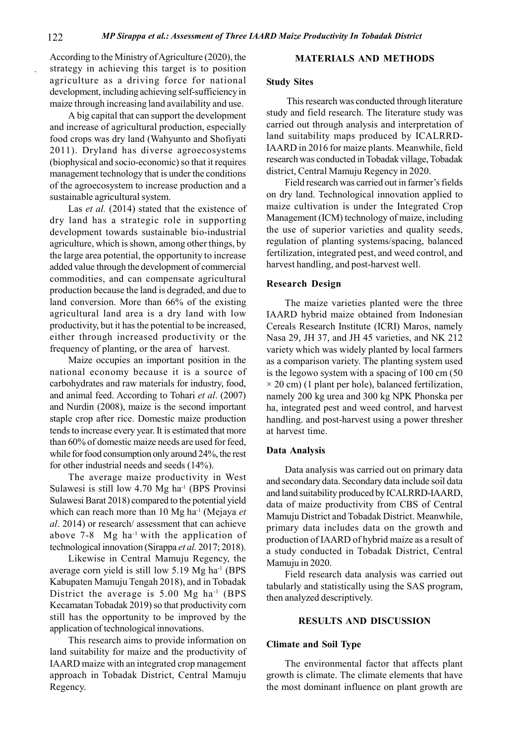According to the Ministry of Agriculture (2020), the strategy in achieving this target is to position agriculture as a driving force for national development, including achieving self-sufficiency in maize through increasing land availability and use.

A big capital that can support the development and increase of agricultural production, especially food crops was dry land (Wahyunto and Shofiyati 2011). Dryland has diverse agroecosystems (biophysical and socio-economic) so that it requires management technology that is under the conditions of the agroecosystem to increase production and a sustainable agricultural system.

Las *et al.* (2014) stated that the existence of dry land has a strategic role in supporting development towards sustainable bio-industrial agriculture, which is shown, among other things, by the large area potential, the opportunity to increase added value through the development of commercial commodities, and can compensate agricultural production because the land is degraded, and due to land conversion. More than 66% of the existing agricultural land area is a dry land with low productivity, but it has the potential to be increased, either through increased productivity or the frequency of planting, or the area of harvest.

Maize occupies an important position in the national economy because it is a source of carbohydrates and raw materials for industry, food, and animal feed. According to Tohari *et al*. (2007) and Nurdin (2008), maize is the second important staple crop after rice. Domestic maize production tends to increase every year. It is estimated that more than 60% of domestic maize needs are used for feed, while for food consumption only around 24%, the rest for other industrial needs and seeds (14%).

The average maize productivity in West Sulawesi is still low 4.70 Mg ha$^{-1}$ (BPS Provinsi Sulawesi Barat 2018) compared to the potential yield which can reach more than 10 Mg ha$^{-1}$ (Mejaya *et al*. 2014) or research/ assessment that can achieve above 7-8 Mg ha$^{-1}$ with the application of technological innovation (Sirappa *et al.* 2017; 2018).

Likewise in Central Mamuju Regency, the average corn yield is still low 5.19 Mg ha$^{-1}$ (BPS Kabupaten Mamuju Tengah 2018), and in Tobadak District the average is 5.00 Mg ha$^{-1}$ (BPS Kecamatan Tobadak 2019) so that productivity corn still has the opportunity to be improved by the application of technological innovations.

This research aims to provide information on land suitability for maize and the productivity of IAARD maize with an integrated crop management approach in Tobadak District, Central Mamuju Regency.

## MATERIALS AND METHODS

### Study Sites

This research was conducted through literature study and field research. The literature study was carried out through analysis and interpretation of land suitability maps produced by ICALRRD-IAARD in 2016 for maize plants. Meanwhile, field research was conducted in Tobadak village, Tobadak district, Central Mamuju Regency in 2020.

Field research was carried out in farmer's fields on dry land. Technological innovation applied to maize cultivation is under the Integrated Crop Management (ICM) technology of maize, including the use of superior varieties and quality seeds, regulation of planting systems/spacing, balanced fertilization, integrated pest, and weed control, and harvest handling, and post-harvest well.

### Research Design

The maize varieties planted were the three IAARD hybrid maize obtained from Indonesian Cereals Research Institute (ICRI) Maros, namely Nasa 29, JH 37, and JH 45 varieties, and NK 212 variety which was widely planted by local farmers as a comparison variety. The planting system used is the legowo system with a spacing of 100 cm (50 $\times$ 20 cm) (1 plant per hole), balanced fertilization, namely 200 kg urea and 300 kg NPK Phonska per ha, integrated pest and weed control, and harvest handling. and post-harvest using a power thresher at harvest time.

### Data Analysis

Data analysis was carried out on primary data and secondary data. Secondary data include soil data and land suitability produced by ICALRRD-IAARD, data of maize productivity from CBS of Central Mamuju District and Tobadak District. Meanwhile, primary data includes data on the growth and production of IAARD of hybrid maize as a result of a study conducted in Tobadak District, Central Mamuju in 2020.

Field research data analysis was carried out tabularly and statistically using the SAS program, then analyzed descriptively.

## RESULTS AND DISCUSSION

### Climate and Soil Type

The environmental factor that affects plant growth is climate. The climate elements that have the most dominant influence on plant growth are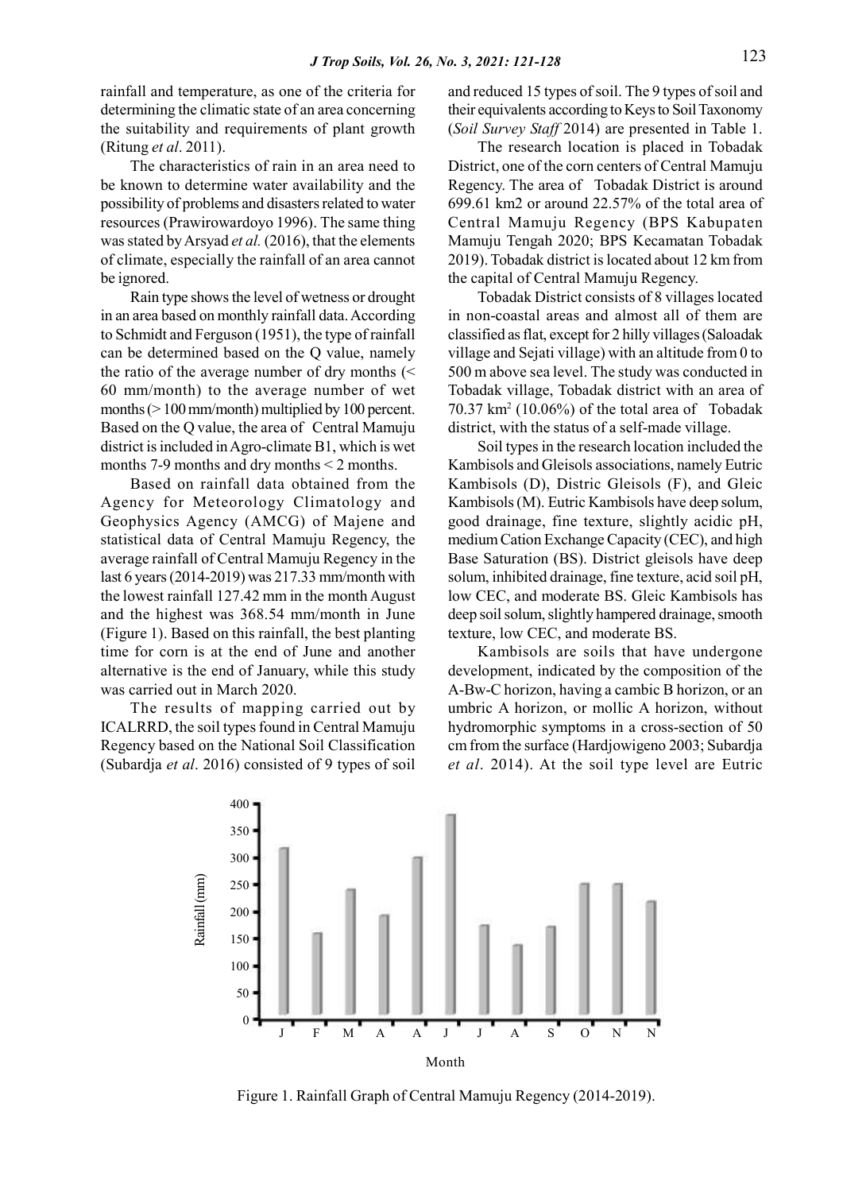rainfall and temperature, as one of the criteria for determining the climatic state of an area concerning the suitability and requirements of plant growth (Ritung *et al*. 2011).

The characteristics of rain in an area need to be known to determine water availability and the possibility of problems and disasters related to water resources (Prawirowardoyo 1996). The same thing was stated by Arsyad *et al.* (2016), that the elements of climate, especially the rainfall of an area cannot be ignored.

Rain type shows the level of wetness or drought in an area based on monthly rainfall data. According to Schmidt and Ferguson (1951), the type of rainfall can be determined based on the Q value, namely the ratio of the average number of dry months (< 60 mm/month) to the average number of wet months (> 100 mm/month) multiplied by 100 percent. Based on the Q value, the area of Central Mamuju district is included in Agro-climate B1, which is wet months 7-9 months and dry months < 2 months.

Based on rainfall data obtained from the Agency for Meteorology Climatology and Geophysics Agency (AMCG) of Majene and statistical data of Central Mamuju Regency, the average rainfall of Central Mamuju Regency in the last 6 years (2014-2019) was 217.33 mm/month with the lowest rainfall 127.42 mm in the month August and the highest was 368.54 mm/month in June (Figure 1). Based on this rainfall, the best planting time for corn is at the end of June and another alternative is the end of January, while this study was carried out in March 2020.

The results of mapping carried out by ICALRRD, the soil types found in Central Mamuju Regency based on the National Soil Classification (Subardja *et al*. 2016) consisted of 9 types of soil and reduced 15 types of soil. The 9 types of soil and their equivalents according to Keys to Soil Taxonomy (*Soil Survey Staff* 2014) are presented in Table 1.

The research location is placed in Tobadak District, one of the corn centers of Central Mamuju Regency. The area of Tobadak District is around 699.61 km2 or around 22.57% of the total area of Central Mamuju Regency (BPS Kabupaten Mamuju Tengah 2020; BPS Kecamatan Tobadak 2019). Tobadak district is located about 12 km from the capital of Central Mamuju Regency.

Tobadak District consists of 8 villages located in non-coastal areas and almost all of them are classified as flat, except for 2 hilly villages (Saloadak village and Sejati village) with an altitude from 0 to 500 m above sea level. The study was conducted in Tobadak village, Tobadak district with an area of 70.37 km$^2$ (10.06%) of the total area of Tobadak district, with the status of a self-made village.

Soil types in the research location included the Kambisols and Gleisols associations, namely Eutric Kambisols (D), Distric Gleisols (F), and Gleic Kambisols (M). Eutric Kambisols have deep solum, good drainage, fine texture, slightly acidic pH, medium Cation Exchange Capacity (CEC), and high Base Saturation (BS). District gleisols have deep solum, inhibited drainage, fine texture, acid soil pH, low CEC, and moderate BS. Gleic Kambisols has deep soil solum, slightly hampered drainage, smooth texture, low CEC, and moderate BS.

Kambisols are soils that have undergone development, indicated by the composition of the A-Bw-C horizon, having a cambic B horizon, or an umbric A horizon, or mollic A horizon, without hydromorphic symptoms in a cross-section of 50 cm from the surface (Hardjowigeno 2003; Subardja *et al*. 2014). At the soil type level are Eutric

Figure 1. Rainfall Graph of Central Mamuju Regency (2014-2019).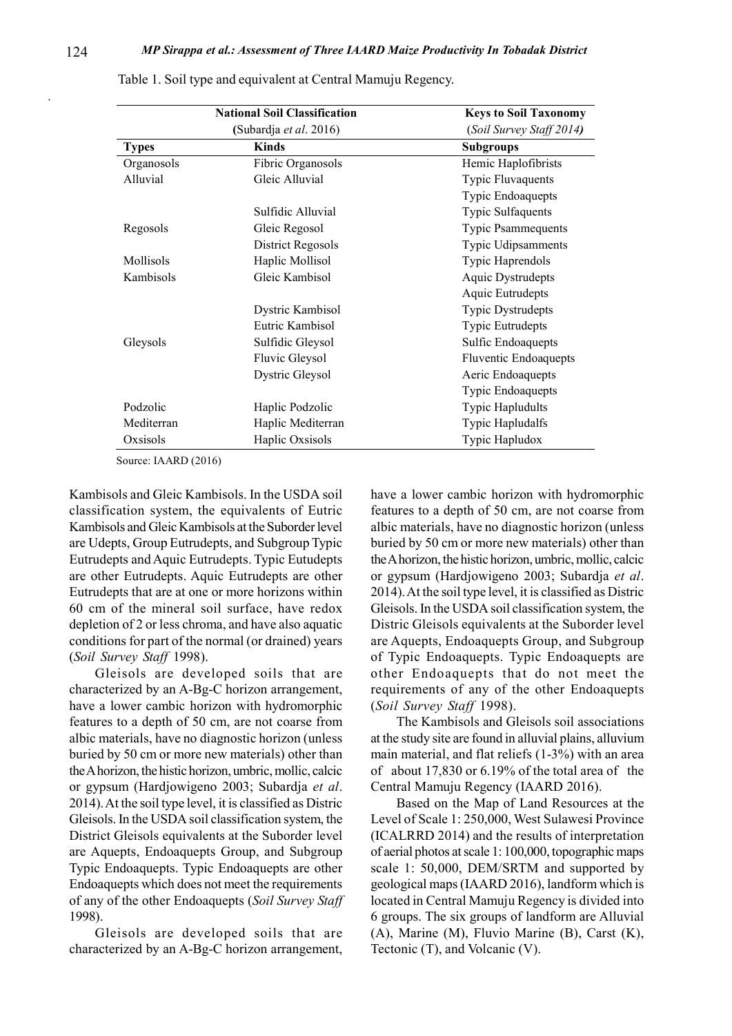Table 1. Soil type and equivalent at Central Mamuju Regency.

| National Soil Classification (Subardja *et al*. 2016) | | Keys to Soil Taxonomy (*Soil Survey Staff 2014)* |
|---|---|---|
| **Types** | **Kinds** | **Subgroups** |
| Organosols | Fibric Organosols | Hemic Haplofibrists |
| Alluvial | Gleic Alluvial | Typic Fluvaquents |
| | | Typic Endoaquepts |
| | Sulfidic Alluvial | Typic Sulfaquents |
| Regosols | Gleic Regosol | Typic Psammequents |
| | District Regosols | Typic Udipsamments |
| Mollisols | Haplic Mollisol | Typic Haprendols |
| Kambisols | Gleic Kambisol | Aquic Dystrudepts |
| | | Aquic Eutrudepts |
| | Dystric Kambisol | Typic Dystrudepts |
| | Eutric Kambisol | Typic Eutrudepts |
| Gleysols | Sulfidic Gleysol | Sulfic Endoaquepts |
| | Fluvic Gleysol | Fluventic Endoaquepts |
| | Dystric Gleysol | Aeric Endoaquepts |
| | | Typic Endoaquepts |
| Podzolic | Haplic Podzolic | Typic Hapludults |
| Mediterran | Haplic Mediterran | Typic Hapludalfs |
| Oxsisols | Haplic Oxsisols | Typic Hapludox |

Source: IAARD (2016)

Kambisols and Gleic Kambisols. In the USDA soil classification system, the equivalents of Eutric Kambisols and Gleic Kambisols at the Suborder level are Udepts, Group Eutrudepts, and Subgroup Typic Eutrudepts and Aquic Eutrudepts. Typic Eutudepts are other Eutrudepts. Aquic Eutrudepts are other Eutrudepts that are at one or more horizons within 60 cm of the mineral soil surface, have redox depletion of 2 or less chroma, and have also aquatic conditions for part of the normal (or drained) years (*Soil Survey Staff* 1998).

Gleisols are developed soils that are characterized by an A-Bg-C horizon arrangement, have a lower cambic horizon with hydromorphic features to a depth of 50 cm, are not coarse from albic materials, have no diagnostic horizon (unless buried by 50 cm or more new materials) other than the A horizon, the histic horizon, umbric, mollic, calcic or gypsum (Hardjowigeno 2003; Subardja *et al*. 2014). At the soil type level, it is classified as Distric Gleisols. In the USDA soil classification system, the District Gleisols equivalents at the Suborder level are Aquepts, Endoaquepts Group, and Subgroup Typic Endoaquepts. Typic Endoaquepts are other Endoaquepts which does not meet the requirements of any of the other Endoaquepts (*Soil Survey Staff* 1998).

Gleisols are developed soils that are characterized by an A-Bg-C horizon arrangement, have a lower cambic horizon with hydromorphic features to a depth of 50 cm, are not coarse from albic materials, have no diagnostic horizon (unless buried by 50 cm or more new materials) other than the A horizon, the histic horizon, umbric, mollic, calcic or gypsum (Hardjowigeno 2003; Subardja *et al*. 2014). At the soil type level, it is classified as Distric Gleisols. In the USDA soil classification system, the Distric Gleisols equivalents at the Suborder level are Aquepts, Endoaquepts Group, and Subgroup of Typic Endoaquepts. Typic Endoaquepts are other Endoaquepts that do not meet the requirements of any of the other Endoaquepts (*Soil Survey Staff* 1998).

The Kambisols and Gleisols soil associations at the study site are found in alluvial plains, alluvium main material, and flat reliefs (1-3%) with an area of about 17,830 or 6.19% of the total area of the Central Mamuju Regency (IAARD 2016).

Based on the Map of Land Resources at the Level of Scale 1: 250,000, West Sulawesi Province (ICALRRD 2014) and the results of interpretation of aerial photos at scale 1: 100,000, topographic maps scale 1: 50,000, DEM/SRTM and supported by geological maps (IAARD 2016), landform which is located in Central Mamuju Regency is divided into 6 groups. The six groups of landform are Alluvial (A), Marine (M), Fluvio Marine (B), Carst (K), Tectonic (T), and Volcanic (V).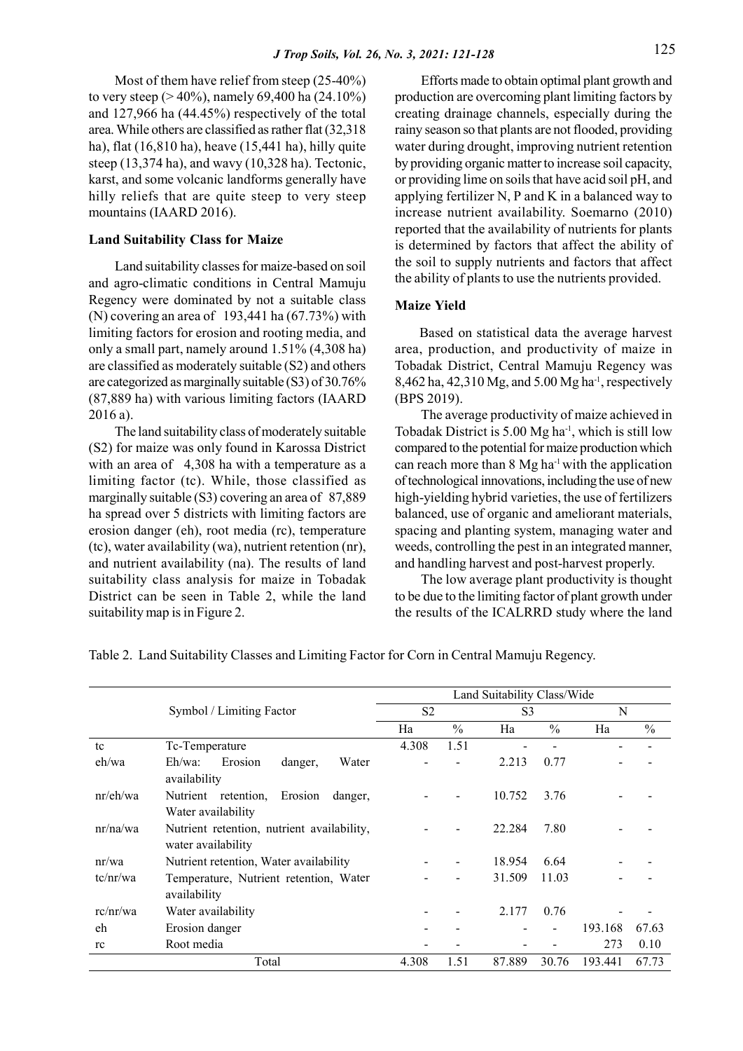Most of them have relief from steep (25-40%) to very steep (> 40%), namely 69,400 ha (24.10%) and 127,966 ha (44.45%) respectively of the total area. While others are classified as rather flat (32,318 ha), flat (16,810 ha), heave (15,441 ha), hilly quite steep (13,374 ha), and wavy (10,328 ha). Tectonic, karst, and some volcanic landforms generally have hilly reliefs that are quite steep to very steep mountains (IAARD 2016).

### Land Suitability Class for Maize

Land suitability classes for maize-based on soil and agro-climatic conditions in Central Mamuju Regency were dominated by not a suitable class (N) covering an area of 193,441 ha (67.73%) with limiting factors for erosion and rooting media, and only a small part, namely around 1.51% (4,308 ha) are classified as moderately suitable (S2) and others are categorized as marginally suitable (S3) of 30.76% (87,889 ha) with various limiting factors (IAARD 2016 a).

The land suitability class of moderately suitable (S2) for maize was only found in Karossa District with an area of 4,308 ha with a temperature as a limiting factor (tc). While, those classified as marginally suitable (S3) covering an area of 87,889 ha spread over 5 districts with limiting factors are erosion danger (eh), root media (rc), temperature (tc), water availability (wa), nutrient retention (nr), and nutrient availability (na). The results of land suitability class analysis for maize in Tobadak District can be seen in Table 2, while the land suitability map is in Figure 2.

Efforts made to obtain optimal plant growth and production are overcoming plant limiting factors by creating drainage channels, especially during the rainy season so that plants are not flooded, providing water during drought, improving nutrient retention by providing organic matter to increase soil capacity, or providing lime on soils that have acid soil pH, and applying fertilizer N, P and K in a balanced way to increase nutrient availability. Soemarno (2010) reported that the availability of nutrients for plants is determined by factors that affect the ability of the soil to supply nutrients and factors that affect the ability of plants to use the nutrients provided.

### Maize Yield

Based on statistical data the average harvest area, production, and productivity of maize in Tobadak District, Central Mamuju Regency was 8,462 ha, 42,310 Mg, and 5.00 Mg ha$^{-1}$, respectively (BPS 2019).

The average productivity of maize achieved in Tobadak District is 5.00 Mg ha$^{-1}$, which is still low compared to the potential for maize production which can reach more than 8 Mg ha$^{-1}$ with the application of technological innovations, including the use of new high-yielding hybrid varieties, the use of fertilizers balanced, use of organic and ameliorant materials, spacing and planting system, managing water and weeds, controlling the pest in an integrated manner, and handling harvest and post-harvest properly.

The low average plant productivity is thought to be due to the limiting factor of plant growth under the results of the ICALRRD study where the land

Table 2. Land Suitability Classes and Limiting Factor for Corn in Central Mamuju Regency.

| Symbol / Limiting Factor | | Land Suitability Class/Wide | | | | | |
|---|---|---|---|---|---|---|---|
| | | S2 | | S3 | | N | |
| | | Ha | % | Ha | % | Ha | % |
| tc | Tc-Temperature | 4.308 | 1.51 | - | - | - | - |
| eh/wa | Eh/wa: Erosion danger, Water availability | - | - | 2.213 | 0.77 | - | - |
| nr/eh/wa | Nutrient retention, Erosion danger, Water availability | - | - | 10.752 | 3.76 | - | - |
| nr/na/wa | Nutrient retention, nutrient availability, water availability | - | - | 22.284 | 7.80 | - | - |
| nr/wa | Nutrient retention, Water availability | - | - | 18.954 | 6.64 | - | - |
| tc/nr/wa | Temperature, Nutrient retention, Water availability | - | - | 31.509 | 11.03 | - | - |
| rc/nr/wa | Water availability | - | - | 2.177 | 0.76 | - | - |
| eh | Erosion danger | - | - | - | - | 193.168 | 67.63 |
| rc | Root media | - | - | - | - | 273 | 0.10 |
| Total | | 4.308 | 1.51 | 87.889 | 30.76 | 193.441 | 67.73 |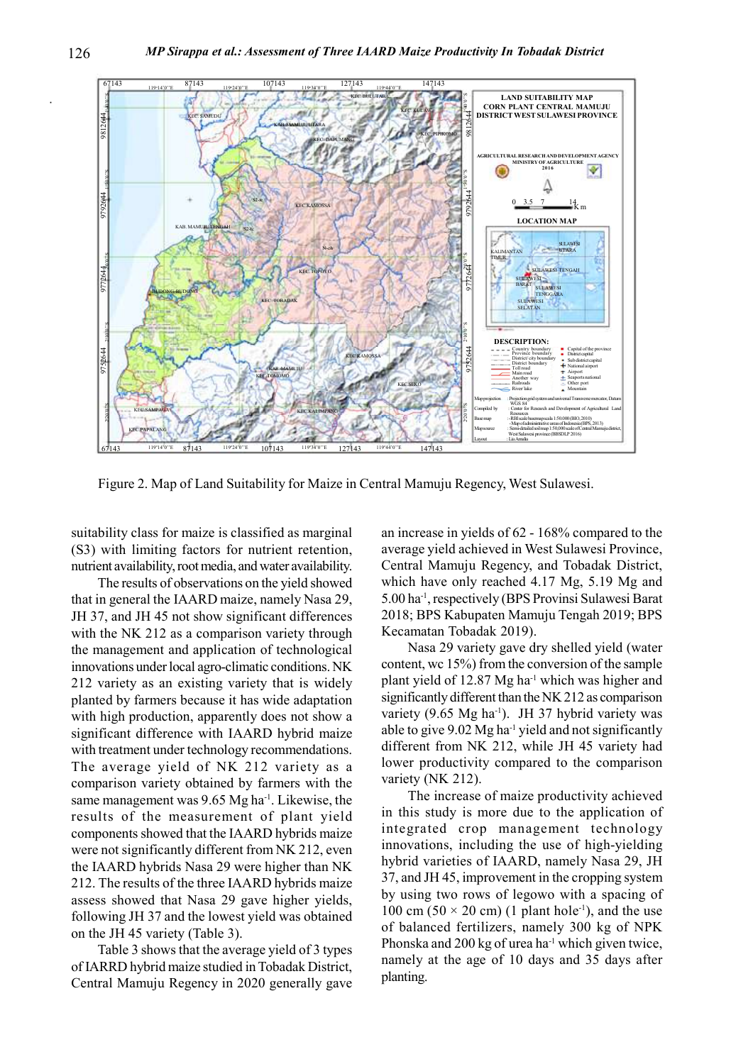Figure 2. Map of Land Suitability for Maize in Central Mamuju Regency, West Sulawesi.

suitability class for maize is classified as marginal (S3) with limiting factors for nutrient retention, nutrient availability, root media, and water availability.

The results of observations on the yield showed that in general the IAARD maize, namely Nasa 29, JH 37, and JH 45 not show significant differences with the NK 212 as a comparison variety through the management and application of technological innovations under local agro-climatic conditions. NK 212 variety as an existing variety that is widely planted by farmers because it has wide adaptation with high production, apparently does not show a significant difference with IAARD hybrid maize with treatment under technology recommendations. The average yield of NK 212 variety as a comparison variety obtained by farmers with the same management was 9.65 Mg ha$^{-1}$. Likewise, the results of the measurement of plant yield components showed that the IAARD hybrids maize were not significantly different from NK 212, even the IAARD hybrids Nasa 29 were higher than NK 212. The results of the three IAARD hybrids maize assess showed that Nasa 29 gave higher yields, following JH 37 and the lowest yield was obtained on the JH 45 variety (Table 3).

Table 3 shows that the average yield of 3 types of IARRD hybrid maize studied in Tobadak District, Central Mamuju Regency in 2020 generally gave an increase in yields of 62 - 168% compared to the average yield achieved in West Sulawesi Province, Central Mamuju Regency, and Tobadak District, which have only reached 4.17 Mg, 5.19 Mg and 5.00 ha$^{-1}$, respectively (BPS Provinsi Sulawesi Barat 2018; BPS Kabupaten Mamuju Tengah 2019; BPS Kecamatan Tobadak 2019).

Nasa 29 variety gave dry shelled yield (water content, wc 15%) from the conversion of the sample plant yield of 12.87 Mg ha$^{-1}$ which was higher and significantly different than the NK 212 as comparison variety (9.65 Mg ha$^{-1}$). JH 37 hybrid variety was able to give 9.02 Mg ha$^{-1}$ yield and not significantly different from NK 212, while JH 45 variety had lower productivity compared to the comparison variety (NK 212).

The increase of maize productivity achieved in this study is more due to the application of integrated crop management technology innovations, including the use of high-yielding hybrid varieties of IAARD, namely Nasa 29, JH 37, and JH 45, improvement in the cropping system by using two rows of legowo with a spacing of 100 cm (50 × 20 cm) (1 plant hole$^{-1}$), and the use of balanced fertilizers, namely 300 kg of NPK Phonska and 200 kg of urea ha$^{-1}$ which given twice, namely at the age of 10 days and 35 days after planting.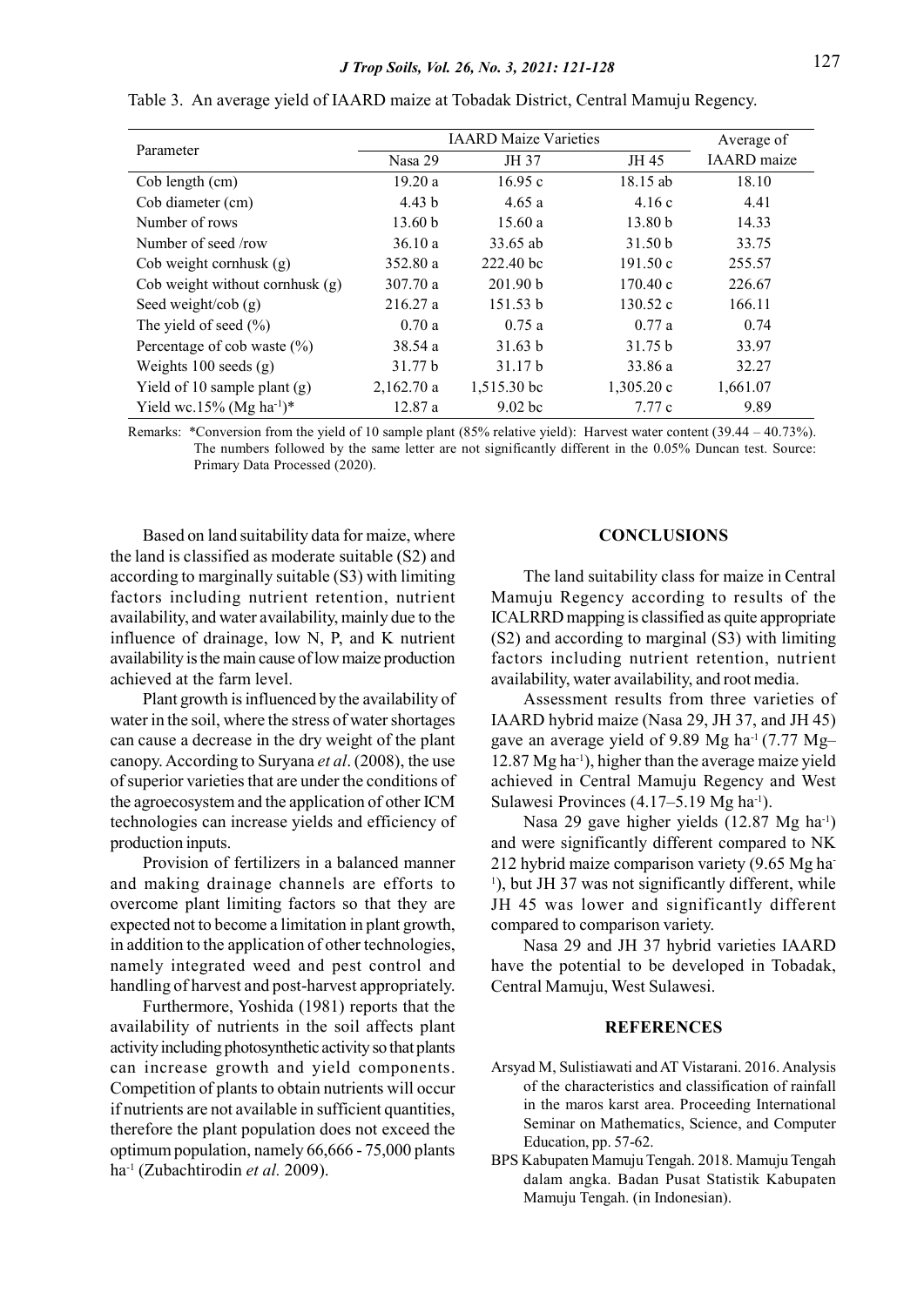Table 3. An average yield of IAARD maize at Tobadak District, Central Mamuju Regency.

| Parameter | IAARD Maize Varieties | | | Average of IAARD maize |
|---|---|---|---|---|
| | Nasa 29 | JH 37 | JH 45 | |
| Cob length (cm) | 19.20 a | 16.95 c | 18.15 ab | 18.10 |
| Cob diameter (cm) | 4.43 b | 4.65 a | 4.16 c | 4.41 |
| Number of rows | 13.60 b | 15.60 a | 13.80 b | 14.33 |
| Number of seed /row | 36.10 a | 33.65 ab | 31.50 b | 33.75 |
| Cob weight cornhusk (g) | 352.80 a | 222.40 bc | 191.50 c | 255.57 |
| Cob weight without cornhusk (g) | 307.70 a | 201.90 b | 170.40 c | 226.67 |
| Seed weight/cob (g) | 216.27 a | 151.53 b | 130.52 c | 166.11 |
| The yield of seed (%) | 0.70 a | 0.75 a | 0.77 a | 0.74 |
| Percentage of cob waste (%) | 38.54 a | 31.63 b | 31.75 b | 33.97 |
| Weights 100 seeds (g) | 31.77 b | 31.17 b | 33.86 a | 32.27 |
| Yield of 10 sample plant (g) | 2,162.70 a | 1,515.30 bc | 1,305.20 c | 1,661.07 |
| Yield wc.15% (Mg ha$^{-1}$)* | 12.87 a | 9.02 bc | 7.77 c | 9.89 |

Remarks: *Conversion from the yield of 10 sample plant (85% relative yield): Harvest water content (39.44 – 40.73%). The numbers followed by the same letter are not significantly different in the 0.05% Duncan test. Source: Primary Data Processed (2020).

Based on land suitability data for maize, where the land is classified as moderate suitable (S2) and according to marginally suitable (S3) with limiting factors including nutrient retention, nutrient availability, and water availability, mainly due to the influence of drainage, low N, P, and K nutrient availability is the main cause of low maize production achieved at the farm level.

Plant growth is influenced by the availability of water in the soil, where the stress of water shortages can cause a decrease in the dry weight of the plant canopy. According to Suryana *et al*. (2008), the use of superior varieties that are under the conditions of the agroecosystem and the application of other ICM technologies can increase yields and efficiency of production inputs.

Provision of fertilizers in a balanced manner and making drainage channels are efforts to overcome plant limiting factors so that they are expected not to become a limitation in plant growth, in addition to the application of other technologies, namely integrated weed and pest control and handling of harvest and post-harvest appropriately.

Furthermore, Yoshida (1981) reports that the availability of nutrients in the soil affects plant activity including photosynthetic activity so that plants can increase growth and yield components. Competition of plants to obtain nutrients will occur if nutrients are not available in sufficient quantities, therefore the plant population does not exceed the optimum population, namely 66,666 - 75,000 plants ha$^{-1}$ (Zubachtirodin *et al.* 2009).

## CONCLUSIONS

The land suitability class for maize in Central Mamuju Regency according to results of the ICALRRD mapping is classified as quite appropriate (S2) and according to marginal (S3) with limiting factors including nutrient retention, nutrient availability, water availability, and root media.

Assessment results from three varieties of IAARD hybrid maize (Nasa 29, JH 37, and JH 45) gave an average yield of 9.89 Mg ha$^{-1}$ (7.77 Mg–12.87 Mg ha$^{-1}$), higher than the average maize yield achieved in Central Mamuju Regency and West Sulawesi Provinces (4.17–5.19 Mg ha$^{-1}$).

Nasa 29 gave higher yields (12.87 Mg ha$^{-1}$) and were significantly different compared to NK 212 hybrid maize comparison variety (9.65 Mg ha$^{-1}$), but JH 37 was not significantly different, while JH 45 was lower and significantly different compared to comparison variety.

Nasa 29 and JH 37 hybrid varieties IAARD have the potential to be developed in Tobadak, Central Mamuju, West Sulawesi.

## REFERENCES

Arsyad M, Sulistiawati and AT Vistarani. 2016. Analysis of the characteristics and classification of rainfall in the maros karst area. Proceeding International Seminar on Mathematics, Science, and Computer Education, pp. 57-62.

BPS Kabupaten Mamuju Tengah. 2018. Mamuju Tengah dalam angka. Badan Pusat Statistik Kabupaten Mamuju Tengah. (in Indonesian).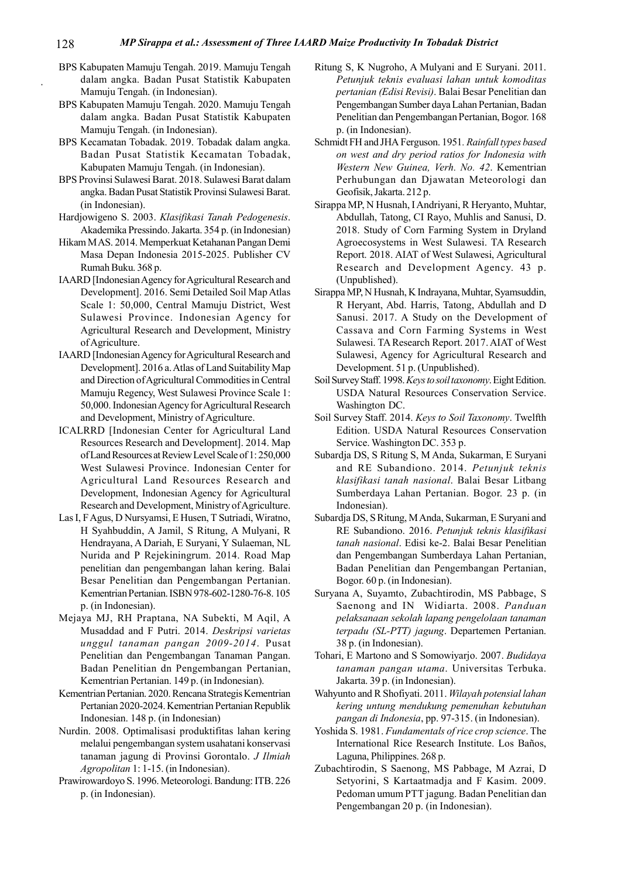BPS Kabupaten Mamuju Tengah. 2019. Mamuju Tengah dalam angka. Badan Pusat Statistik Kabupaten Mamuju Tengah. (in Indonesian).

BPS Kabupaten Mamuju Tengah. 2020. Mamuju Tengah dalam angka. Badan Pusat Statistik Kabupaten Mamuju Tengah. (in Indonesian).

BPS Kecamatan Tobadak. 2019. Tobadak dalam angka. Badan Pusat Statistik Kecamatan Tobadak, Kabupaten Mamuju Tengah. (in Indonesian).

BPS Provinsi Sulawesi Barat. 2018. Sulawesi Barat dalam angka. Badan Pusat Statistik Provinsi Sulawesi Barat. (in Indonesian).

Hardjowigeno S. 2003. *Klasifikasi Tanah Pedogenesis*. Akademika Pressindo. Jakarta. 354 p. (in Indonesian)

Hikam M AS. 2014. Memperkuat Ketahanan Pangan Demi Masa Depan Indonesia 2015-2025. Publisher CV Rumah Buku. 368 p.

IAARD [Indonesian Agency for Agricultural Research and Development]. 2016. Semi Detailed Soil Map Atlas Scale 1: 50,000, Central Mamuju District, West Sulawesi Province. Indonesian Agency for Agricultural Research and Development, Ministry of Agriculture.

IAARD [Indonesian Agency for Agricultural Research and Development]. 2016 a. Atlas of Land Suitability Map and Direction of Agricultural Commodities in Central Mamuju Regency, West Sulawesi Province Scale 1: 50,000. Indonesian Agency for Agricultural Research and Development, Ministry of Agriculture.

ICALRRD [Indonesian Center for Agricultural Land Resources Research and Development]. 2014. Map of Land Resources at Review Level Scale of 1: 250,000 West Sulawesi Province. Indonesian Center for Agricultural Land Resources Research and Development, Indonesian Agency for Agricultural Research and Development, Ministry of Agriculture.

Las I, F Agus, D Nursyamsi, E Husen, T Sutriadi, Wiratno, H Syahbuddin, A Jamil, S Ritung, A Mulyani, R Hendrayana, A Dariah, E Suryani, Y Sulaeman, NL Nurida and P Rejekiningrum. 2014. Road Map penelitian dan pengembangan lahan kering. Balai Besar Penelitian dan Pengembangan Pertanian. Kementrian Pertanian. ISBN 978-602-1280-76-8. 105 p. (in Indonesian).

Mejaya MJ, RH Praptana, NA Subekti, M Aqil, A Musaddad and F Putri. 2014. *Deskripsi varietas unggul tanaman pangan 2009-2014*. Pusat Penelitian dan Pengembangan Tanaman Pangan. Badan Penelitian dn Pengembangan Pertanian, Kementrian Pertanian. 149 p. (in Indonesian).

Kementrian Pertanian. 2020. Rencana Strategis Kementrian Pertanian 2020-2024. Kementrian Pertanian Republik Indonesian. 148 p. (in Indonesian)

Nurdin. 2008. Optimalisasi produktifitas lahan kering melalui pengembangan system usahatani konservasi tanaman jagung di Provinsi Gorontalo. *J Ilmiah Agropolitan* 1: 1-15. (in Indonesian).

Prawirowardoyo S. 1996. Meteorologi. Bandung: ITB. 226 p. (in Indonesian).

Ritung S, K Nugroho, A Mulyani and E Suryani. 2011. *Petunjuk teknis evaluasi lahan untuk komoditas pertanian (Edisi Revisi)*. Balai Besar Penelitian dan Pengembangan Sumber daya Lahan Pertanian, Badan Penelitian dan Pengembangan Pertanian, Bogor. 168 p. (in Indonesian).

Schmidt FH and JHA Ferguson. 1951. *Rainfall types based on west and dry period ratios for Indonesia with Western New Guinea, Verh. No. 42*. Kementrian Perhubungan dan Djawatan Meteorologi dan Geofisik, Jakarta. 212 p.

Sirappa MP, N Husnah, I Andriyani, R Heryanto, Muhtar, Abdullah, Tatong, CI Rayo, Muhlis and Sanusi, D. 2018. Study of Corn Farming System in Dryland Agroecosystems in West Sulawesi. TA Research Report. 2018. AIAT of West Sulawesi, Agricultural Research and Development Agency. 43 p. (Unpublished).

Sirappa MP, N Husnah, K Indrayana, Muhtar, Syamsuddin, R Heryant, Abd. Harris, Tatong, Abdullah and D Sanusi. 2017. A Study on the Development of Cassava and Corn Farming Systems in West Sulawesi. TA Research Report. 2017. AIAT of West Sulawesi, Agency for Agricultural Research and Development. 51 p. (Unpublished).

Soil Survey Staff. 1998. *Keys to soil taxonomy*. Eight Edition. USDA Natural Resources Conservation Service. Washington DC.

Soil Survey Staff. 2014. *Keys to Soil Taxonomy*. Twelfth Edition. USDA Natural Resources Conservation Service. Washington DC. 353 p.

Subardja DS, S Ritung S, M Anda, Sukarman, E Suryani and RE Subandiono. 2014. *Petunjuk teknis klasifikasi tanah nasional*. Balai Besar Litbang Sumberdaya Lahan Pertanian. Bogor. 23 p. (in Indonesian).

Subardja DS, S Ritung, M Anda, Sukarman, E Suryani and RE Subandiono. 2016. *Petunjuk teknis klasifikasi tanah nasional*. Edisi ke-2. Balai Besar Penelitian dan Pengembangan Sumberdaya Lahan Pertanian, Badan Penelitian dan Pengembangan Pertanian, Bogor. 60 p. (in Indonesian).

Suryana A, Suyamto, Zubachtirodin, MS Pabbage, S Saenong and IN Widiarta. 2008. *Panduan pelaksanaan sekolah lapang pengelolaan tanaman terpadu (SL-PTT) jagung*. Departemen Pertanian. 38 p. (in Indonesian).

Tohari, E Martono and S Somowiyarjo. 2007. *Budidaya tanaman pangan utama*. Universitas Terbuka. Jakarta. 39 p. (in Indonesian).

Wahyunto and R Shofiyati. 2011. *Wilayah potensial lahan kering untung mendukung pemenuhan kebutuhan pangan di Indonesia*, pp. 97-315. (in Indonesian).

Yoshida S. 1981. *Fundamentals of rice crop science*. The International Rice Research Institute. Los Baños, Laguna, Philippines. 268 p.

Zubachtirodin, S Saenong, MS Pabbage, M Azrai, D Setyorini, S Kartaatmadja and F Kasim. 2009. Pedoman umum PTT jagung. Badan Penelitian dan Pengembangan 20 p. (in Indonesian).